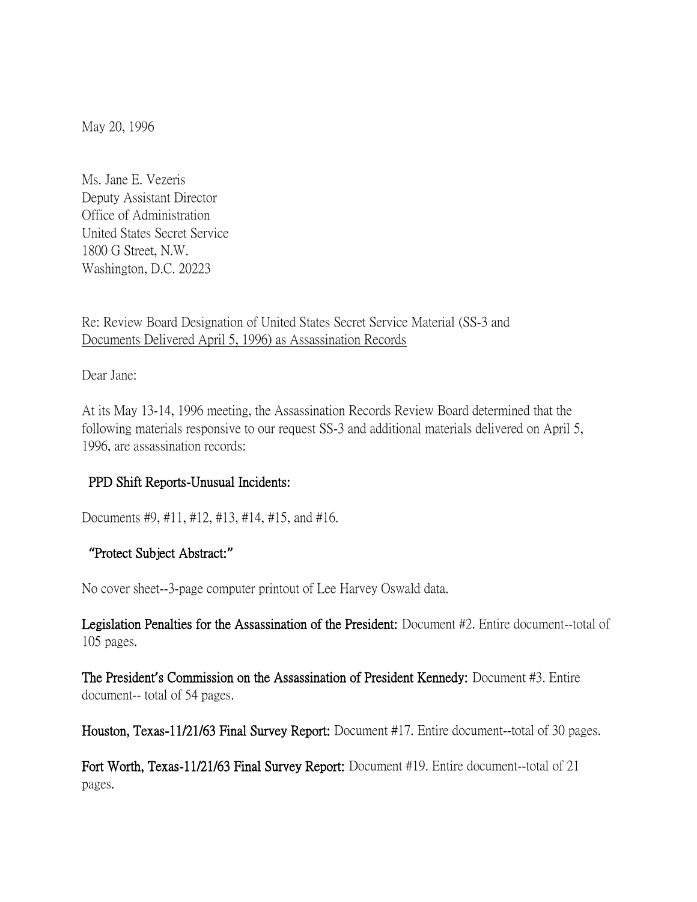May 20, 1996

Ms. Jane E. Vezeris
Deputy Assistant Director
Office of Administration
United States Secret Service
1800 G Street, N.W.
Washington, D.C. 20223

Re: Review Board Designation of United States Secret Service Material (SS-3 and Documents Delivered April 5, 1996) as Assassination Records

Dear Jane:

At its May 13-14, 1996 meeting, the Assassination Records Review Board determined that the following materials responsive to our request SS-3 and additional materials delivered on April 5, 1996, are assassination records:

**PPD Shift Reports-Unusual Incidents:**

Documents #9, #11, #12, #13, #14, #15, and #16.

**"Protect Subject Abstract:"**

No cover sheet--3-page computer printout of Lee Harvey Oswald data.

**Legislation Penalties for the Assassination of the President:** Document #2. Entire document--total of 105 pages.

**The President's Commission on the Assassination of President Kennedy:** Document #3. Entire document-- total of 54 pages.

**Houston, Texas-11/21/63 Final Survey Report:** Document #17. Entire document--total of 30 pages.

**Fort Worth, Texas-11/21/63 Final Survey Report:** Document #19. Entire document--total of 21 pages.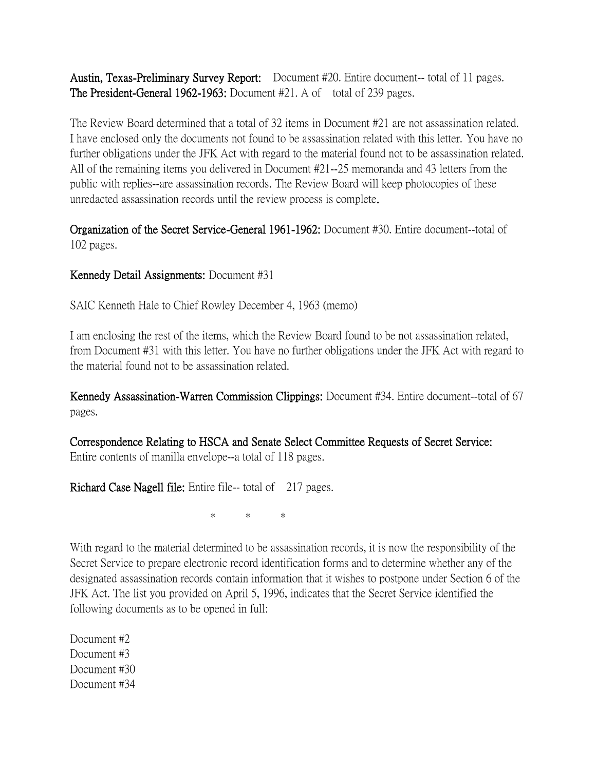**Austin, Texas-Preliminary Survey Report:** Document #20. Entire document-- total of 11 pages.
**The President-General 1962-1963:** Document #21. A of total of 239 pages.

The Review Board determined that a total of 32 items in Document #21 are not assassination related. I have enclosed only the documents not found to be assassination related with this letter. You have no further obligations under the JFK Act with regard to the material found not to be assassination related. All of the remaining items you delivered in Document #21--25 memoranda and 43 letters from the public with replies--are assassination records. The Review Board will keep photocopies of these unredacted assassination records until the review process is complete.

**Organization of the Secret Service-General 1961-1962:** Document #30. Entire document--total of 102 pages.

**Kennedy Detail Assignments:** Document #31

SAIC Kenneth Hale to Chief Rowley December 4, 1963 (memo)

I am enclosing the rest of the items, which the Review Board found to be not assassination related, from Document #31 with this letter. You have no further obligations under the JFK Act with regard to the material found not to be assassination related.

**Kennedy Assassination-Warren Commission Clippings:** Document #34. Entire document--total of 67 pages.

**Correspondence Relating to HSCA and Senate Select Committee Requests of Secret Service:** Entire contents of manilla envelope--a total of 118 pages.

**Richard Case Nagell file:** Entire file-- total of 217 pages.

\* \* \*

With regard to the material determined to be assassination records, it is now the responsibility of the Secret Service to prepare electronic record identification forms and to determine whether any of the designated assassination records contain information that it wishes to postpone under Section 6 of the JFK Act. The list you provided on April 5, 1996, indicates that the Secret Service identified the following documents as to be opened in full:

Document #2
Document #3
Document #30
Document #34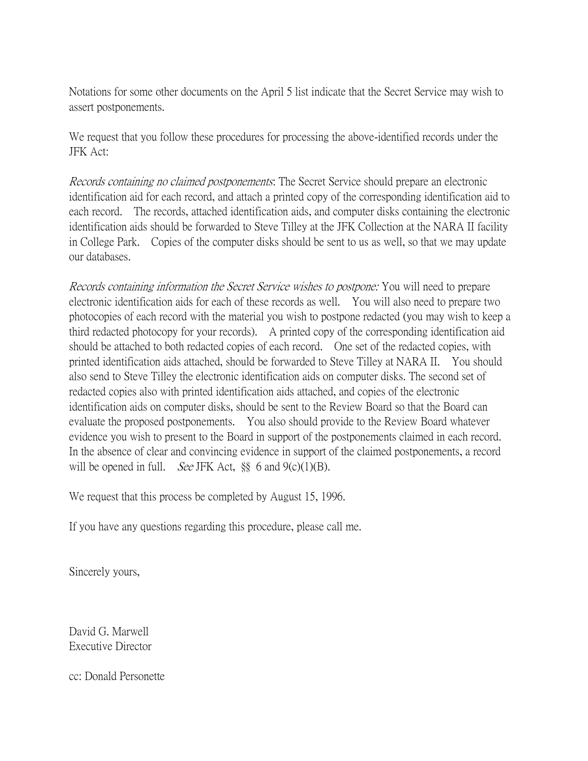Notations for some other documents on the April 5 list indicate that the Secret Service may wish to assert postponements.

We request that you follow these procedures for processing the above-identified records under the JFK Act:

*Records containing no claimed postponements*: The Secret Service should prepare an electronic identification aid for each record, and attach a printed copy of the corresponding identification aid to each record. The records, attached identification aids, and computer disks containing the electronic identification aids should be forwarded to Steve Tilley at the JFK Collection at the NARA II facility in College Park. Copies of the computer disks should be sent to us as well, so that we may update our databases.

*Records containing information the Secret Service wishes to postpone:* You will need to prepare electronic identification aids for each of these records as well. You will also need to prepare two photocopies of each record with the material you wish to postpone redacted (you may wish to keep a third redacted photocopy for your records). A printed copy of the corresponding identification aid should be attached to both redacted copies of each record. One set of the redacted copies, with printed identification aids attached, should be forwarded to Steve Tilley at NARA II. You should also send to Steve Tilley the electronic identification aids on computer disks. The second set of redacted copies also with printed identification aids attached, and copies of the electronic identification aids on computer disks, should be sent to the Review Board so that the Board can evaluate the proposed postponements. You also should provide to the Review Board whatever evidence you wish to present to the Board in support of the postponements claimed in each record. In the absence of clear and convincing evidence in support of the claimed postponements, a record will be opened in full. *See* JFK Act, §§ 6 and 9(c)(1)(B).

We request that this process be completed by August 15, 1996.

If you have any questions regarding this procedure, please call me.

Sincerely yours,

David G. Marwell
Executive Director

cc: Donald Personette